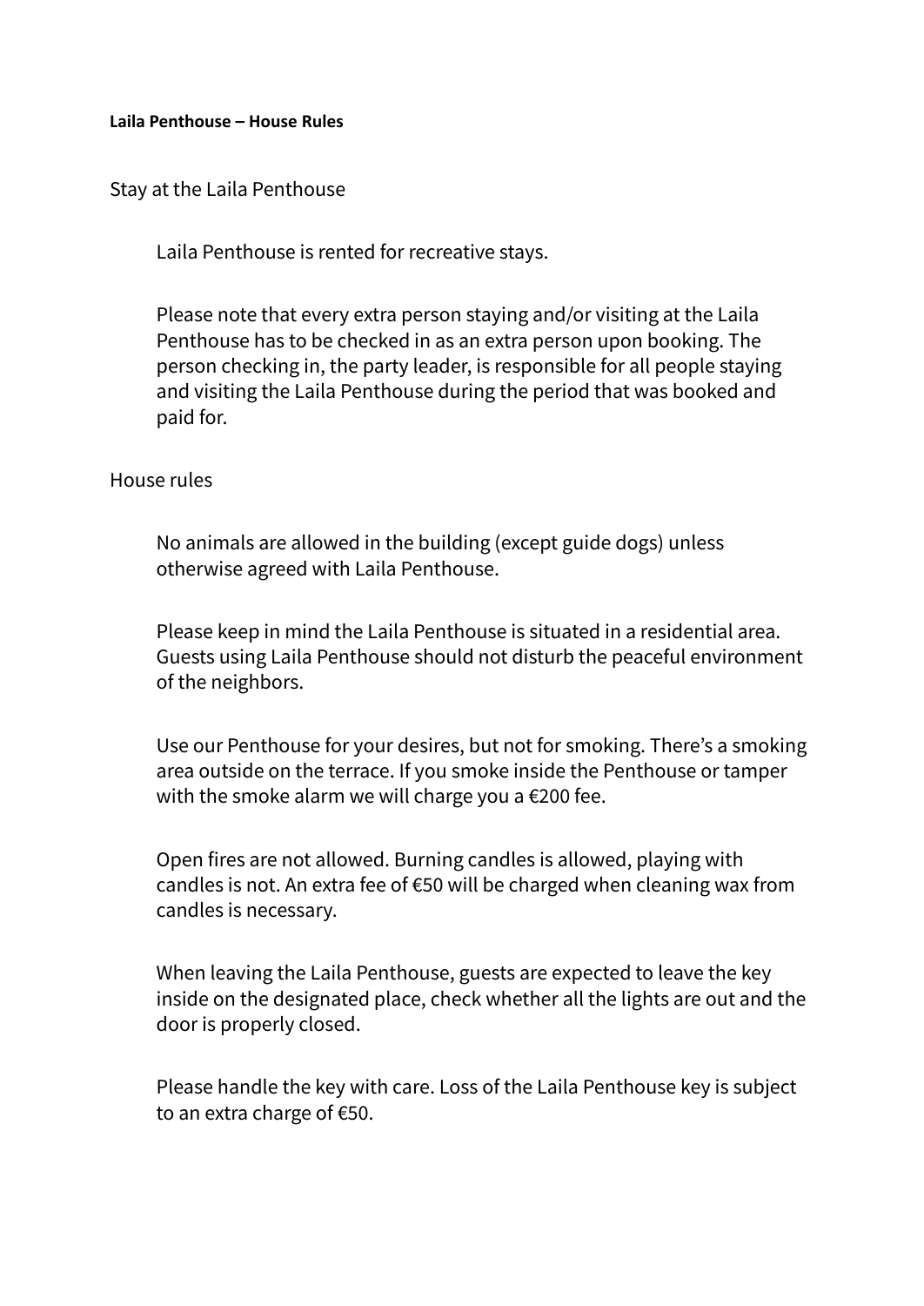# Laila Penthouse – House Rules

## Stay at the Laila Penthouse

Laila Penthouse is rented for recreative stays.

Please note that every extra person staying and/or visiting at the Laila Penthouse has to be checked in as an extra person upon booking. The person checking in, the party leader, is responsible for all people staying and visiting the Laila Penthouse during the period that was booked and paid for.

## House rules

No animals are allowed in the building (except guide dogs) unless otherwise agreed with Laila Penthouse.

Please keep in mind the Laila Penthouse is situated in a residential area. Guests using Laila Penthouse should not disturb the peaceful environment of the neighbors.

Use our Penthouse for your desires, but not for smoking. There's a smoking area outside on the terrace. If you smoke inside the Penthouse or tamper with the smoke alarm we will charge you a €200 fee.

Open fires are not allowed. Burning candles is allowed, playing with candles is not. An extra fee of €50 will be charged when cleaning wax from candles is necessary.

When leaving the Laila Penthouse, guests are expected to leave the key inside on the designated place, check whether all the lights are out and the door is properly closed.

Please handle the key with care. Loss of the Laila Penthouse key is subject to an extra charge of €50.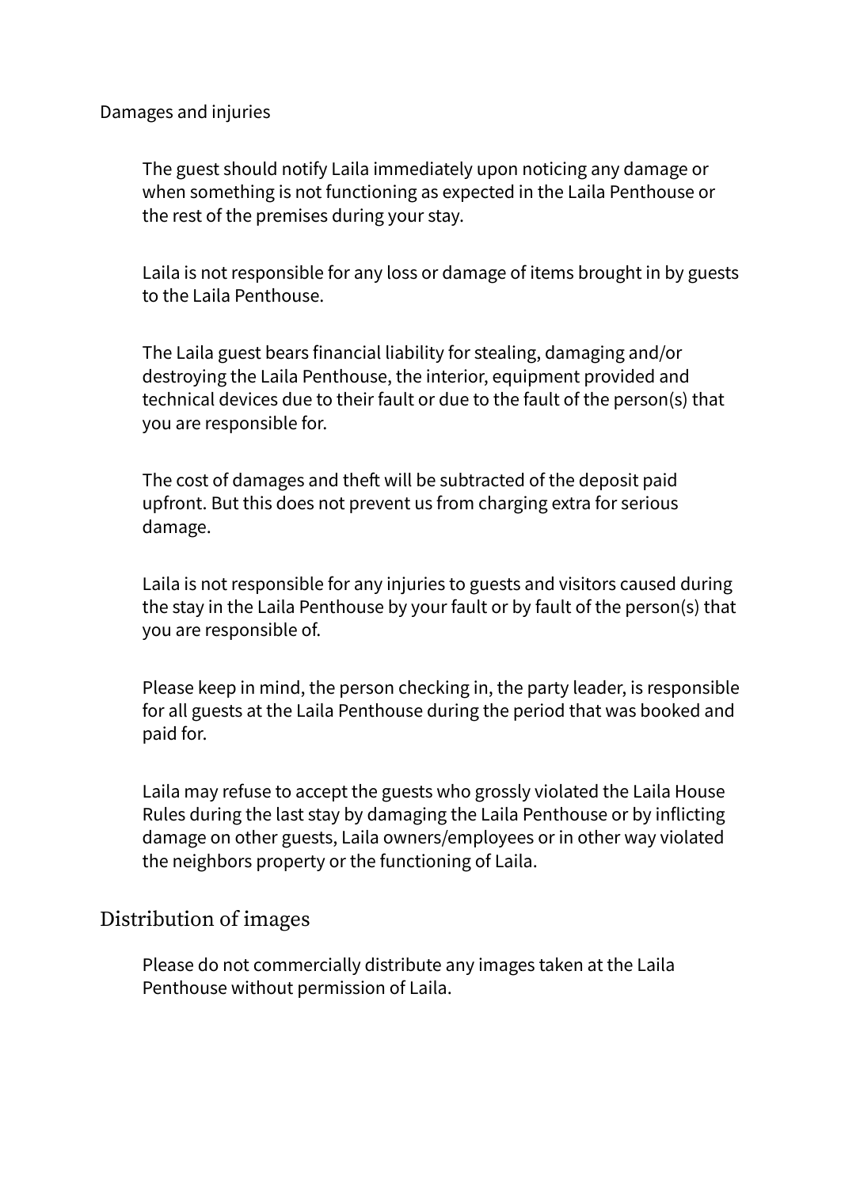Damages and injuries

The guest should notify Laila immediately upon noticing any damage or when something is not functioning as expected in the Laila Penthouse or the rest of the premises during your stay.

Laila is not responsible for any loss or damage of items brought in by guests to the Laila Penthouse.

The Laila guest bears financial liability for stealing, damaging and/or destroying the Laila Penthouse, the interior, equipment provided and technical devices due to their fault or due to the fault of the person(s) that you are responsible for.

The cost of damages and theft will be subtracted of the deposit paid upfront. But this does not prevent us from charging extra for serious damage.

Laila is not responsible for any injuries to guests and visitors caused during the stay in the Laila Penthouse by your fault or by fault of the person(s) that you are responsible of.

Please keep in mind, the person checking in, the party leader, is responsible for all guests at the Laila Penthouse during the period that was booked and paid for.

Laila may refuse to accept the guests who grossly violated the Laila House Rules during the last stay by damaging the Laila Penthouse or by inflicting damage on other guests, Laila owners/employees or in other way violated the neighbors property or the functioning of Laila.

## Distribution of images

Please do not commercially distribute any images taken at the Laila Penthouse without permission of Laila.